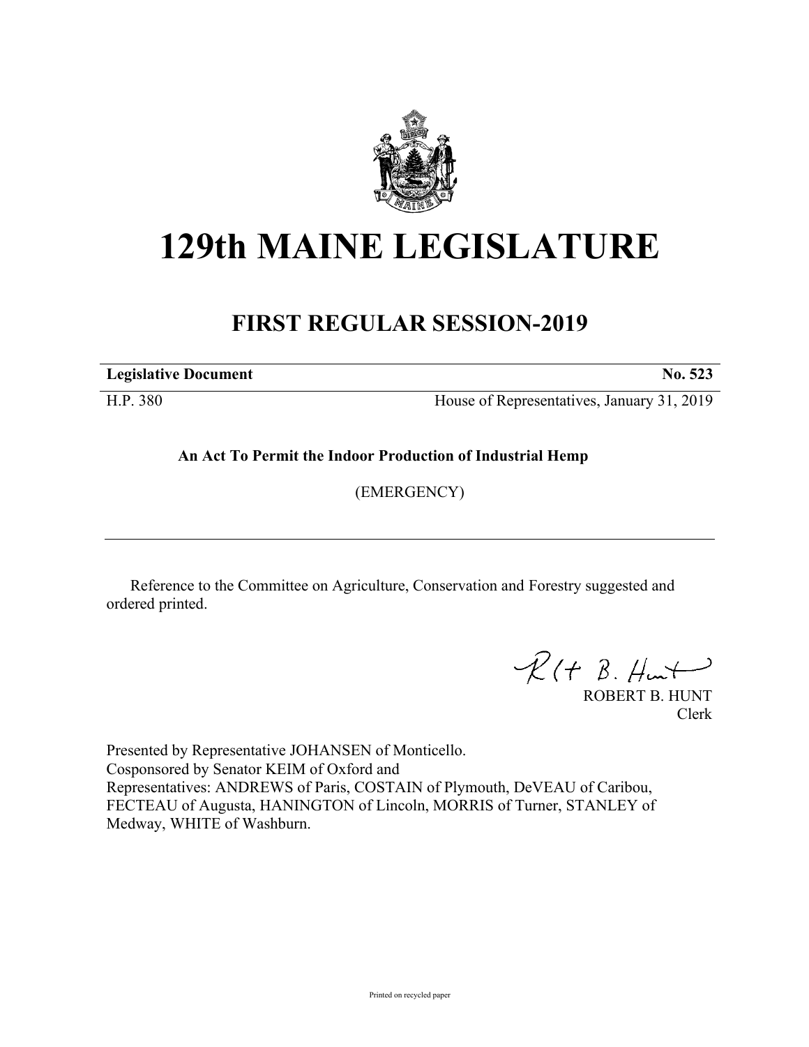# 129th MAINE LEGISLATURE

## FIRST REGULAR SESSION-2019

| **Legislative Document** | **No. 523** |
|---|---|
| H.P. 380 | House of Representatives, January 31, 2019 |

**An Act To Permit the Indoor Production of Industrial Hemp**

(EMERGENCY)

---

Reference to the Committee on Agriculture, Conservation and Forestry suggested and ordered printed.

ROBERT B. HUNT
Clerk

Presented by Representative JOHANSEN of Monticello.
Cosponsored by Senator KEIM of Oxford and
Representatives: ANDREWS of Paris, COSTAIN of Plymouth, DeVEAU of Caribou, FECTEAU of Augusta, HANINGTON of Lincoln, MORRIS of Turner, STANLEY of Medway, WHITE of Washburn.

Printed on recycled paper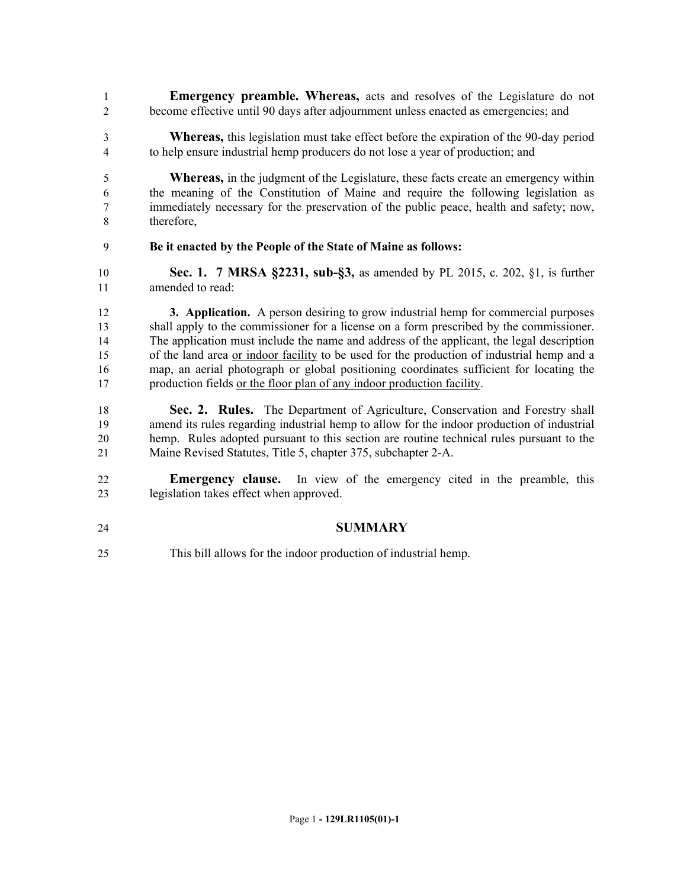**Emergency preamble. Whereas,** acts and resolves of the Legislature do not become effective until 90 days after adjournment unless enacted as emergencies; and

**Whereas,** this legislation must take effect before the expiration of the 90-day period to help ensure industrial hemp producers do not lose a year of production; and

**Whereas,** in the judgment of the Legislature, these facts create an emergency within the meaning of the Constitution of Maine and require the following legislation as immediately necessary for the preservation of the public peace, health and safety; now, therefore,

**Be it enacted by the People of the State of Maine as follows:**

**Sec. 1. 7 MRSA §2231, sub-§3,** as amended by PL 2015, c. 202, §1, is further amended to read:

**3. Application.** A person desiring to grow industrial hemp for commercial purposes shall apply to the commissioner for a license on a form prescribed by the commissioner. The application must include the name and address of the applicant, the legal description of the land area or indoor facility to be used for the production of industrial hemp and a map, an aerial photograph or global positioning coordinates sufficient for locating the production fields or the floor plan of any indoor production facility.

**Sec. 2. Rules.** The Department of Agriculture, Conservation and Forestry shall amend its rules regarding industrial hemp to allow for the indoor production of industrial hemp. Rules adopted pursuant to this section are routine technical rules pursuant to the Maine Revised Statutes, Title 5, chapter 375, subchapter 2-A.

**Emergency clause.** In view of the emergency cited in the preamble, this legislation takes effect when approved.

## SUMMARY

This bill allows for the indoor production of industrial hemp.